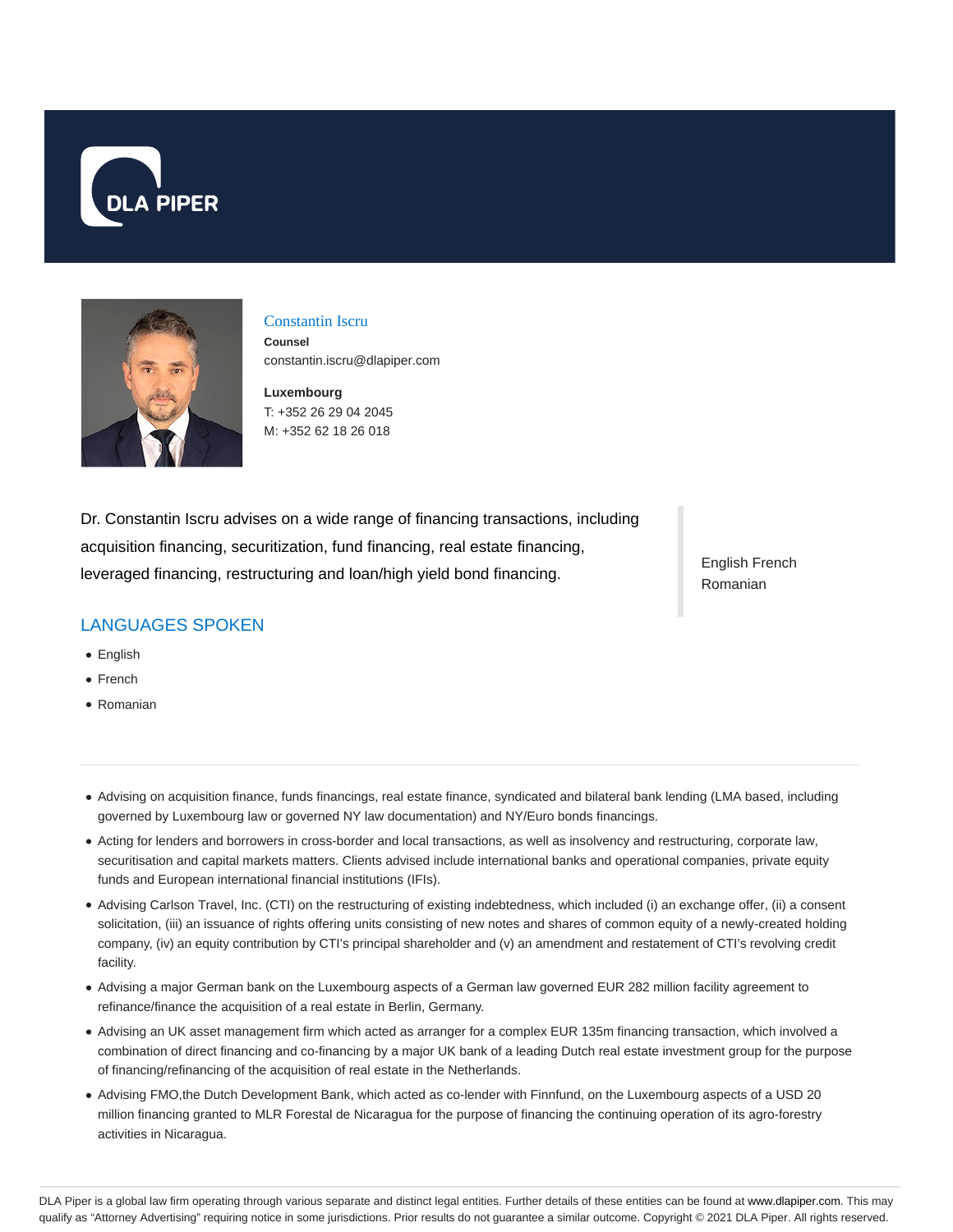# Constantin Iscru

**Counsel**

constantin.iscru@dlapiper.com

**Luxembourg**

T: +352 26 29 04 2045

M: +352 62 18 26 018

Dr. Constantin Iscru advises on a wide range of financing transactions, including acquisition financing, securitization, fund financing, real estate financing, leveraged financing, restructuring and loan/high yield bond financing.

English French Romanian

## LANGUAGES SPOKEN

- English
- French
- Romanian

---

- Advising on acquisition finance, funds financings, real estate finance, syndicated and bilateral bank lending (LMA based, including governed by Luxembourg law or governed NY law documentation) and NY/Euro bonds financings.
- Acting for lenders and borrowers in cross-border and local transactions, as well as insolvency and restructuring, corporate law, securitisation and capital markets matters. Clients advised include international banks and operational companies, private equity funds and European international financial institutions (IFIs).
- Advising Carlson Travel, Inc. (CTI) on the restructuring of existing indebtedness, which included (i) an exchange offer, (ii) a consent solicitation, (iii) an issuance of rights offering units consisting of new notes and shares of common equity of a newly-created holding company, (iv) an equity contribution by CTI's principal shareholder and (v) an amendment and restatement of CTI's revolving credit facility.
- Advising a major German bank on the Luxembourg aspects of a German law governed EUR 282 million facility agreement to refinance/finance the acquisition of a real estate in Berlin, Germany.
- Advising an UK asset management firm which acted as arranger for a complex EUR 135m financing transaction, which involved a combination of direct financing and co-financing by a major UK bank of a leading Dutch real estate investment group for the purpose of financing/refinancing of the acquisition of real estate in the Netherlands.
- Advising FMO,the Dutch Development Bank, which acted as co-lender with Finnfund, on the Luxembourg aspects of a USD 20 million financing granted to MLR Forestal de Nicaragua for the purpose of financing the continuing operation of its agro-forestry activities in Nicaragua.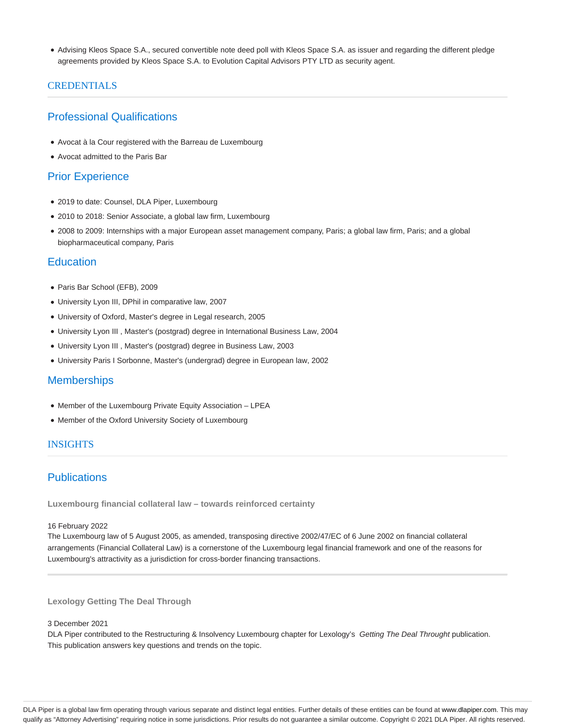- Advising Kleos Space S.A., secured convertible note deed poll with Kleos Space S.A. as issuer and regarding the different pledge agreements provided by Kleos Space S.A. to Evolution Capital Advisors PTY LTD as security agent.

## CREDENTIALS

### Professional Qualifications

- Avocat à la Cour registered with the Barreau de Luxembourg
- Avocat admitted to the Paris Bar

### Prior Experience

- 2019 to date: Counsel, DLA Piper, Luxembourg
- 2010 to 2018: Senior Associate, a global law firm, Luxembourg
- 2008 to 2009: Internships with a major European asset management company, Paris; a global law firm, Paris; and a global biopharmaceutical company, Paris

### Education

- Paris Bar School (EFB), 2009
- University Lyon III, DPhil in comparative law, 2007
- University of Oxford, Master's degree in Legal research, 2005
- University Lyon III , Master's (postgrad) degree in International Business Law, 2004
- University Lyon III , Master's (postgrad) degree in Business Law, 2003
- University Paris I Sorbonne, Master's (undergrad) degree in European law, 2002

### Memberships

- Member of the Luxembourg Private Equity Association – LPEA
- Member of the Oxford University Society of Luxembourg

## INSIGHTS

### Publications

**Luxembourg financial collateral law – towards reinforced certainty**

16 February 2022
The Luxembourg law of 5 August 2005, as amended, transposing directive 2002/47/EC of 6 June 2002 on financial collateral arrangements (Financial Collateral Law) is a cornerstone of the Luxembourg legal financial framework and one of the reasons for Luxembourg's attractivity as a jurisdiction for cross-border financing transactions.

---

**Lexology Getting The Deal Through**

3 December 2021
DLA Piper contributed to the Restructuring & Insolvency Luxembourg chapter for Lexology's *Getting The Deal Throught* publication. This publication answers key questions and trends on the topic.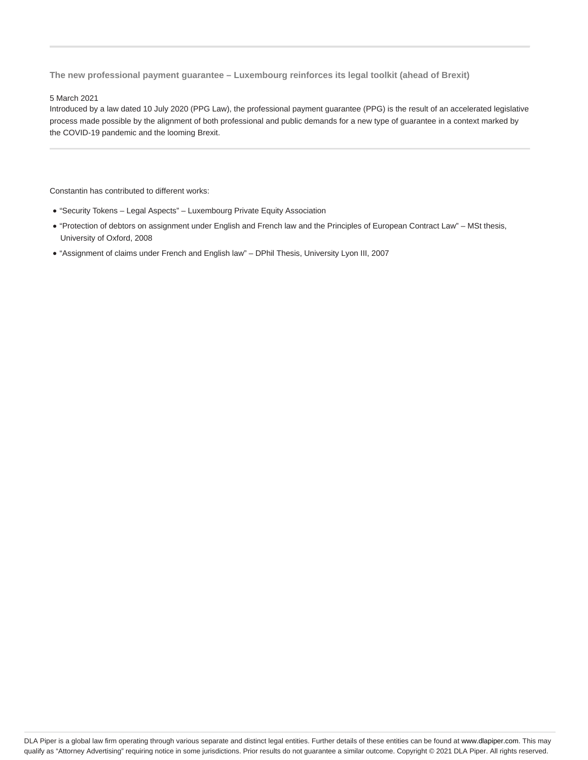**The new professional payment guarantee – Luxembourg reinforces its legal toolkit (ahead of Brexit)**

5 March 2021

Introduced by a law dated 10 July 2020 (PPG Law), the professional payment guarantee (PPG) is the result of an accelerated legislative process made possible by the alignment of both professional and public demands for a new type of guarantee in a context marked by the COVID-19 pandemic and the looming Brexit.

---

Constantin has contributed to different works:

- “Security Tokens – Legal Aspects” – Luxembourg Private Equity Association
- “Protection of debtors on assignment under English and French law and the Principles of European Contract Law” – MSt thesis, University of Oxford, 2008
- “Assignment of claims under French and English law” – DPhil Thesis, University Lyon III, 2007

DLA Piper is a global law firm operating through various separate and distinct legal entities. Further details of these entities can be found at www.dlapiper.com. This may qualify as “Attorney Advertising” requiring notice in some jurisdictions. Prior results do not guarantee a similar outcome. Copyright © 2021 DLA Piper. All rights reserved.